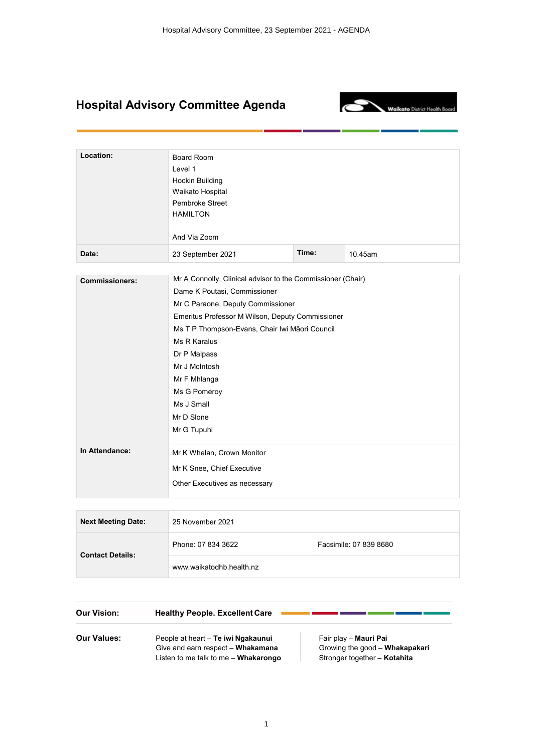# Hospital Advisory Committee Agenda

| | | | |
|---|---|---|---|
| **Location:** | Board Room<br>Level 1<br>Hockin Building<br>Waikato Hospital<br>Pembroke Street<br>HAMILTON<br><br>And Via Zoom | | |
| **Date:** | 23 September 2021 | **Time:** | 10.45am |

| | |
|---|---|
| **Commissioners:** | Mr A Connolly, Clinical advisor to the Commissioner (Chair)<br>Dame K Poutasi, Commissioner<br>Mr C Paraone, Deputy Commissioner<br>Emeritus Professor M Wilson, Deputy Commissioner<br>Ms T P Thompson-Evans, Chair Iwi Māori Council<br>Ms R Karalus<br>Dr P Malpass<br>Mr J McIntosh<br>Mr F Mhlanga<br>Ms G Pomeroy<br>Ms J Small<br>Mr D Slone<br>Mr G Tupuhi |
| **In Attendance:** | Mr K Whelan, Crown Monitor<br>Mr K Snee, Chief Executive<br>Other Executives as necessary |

| | | |
|---|---|---|
| **Next Meeting Date:** | 25 November 2021 | |
| **Contact Details:** | Phone: 07 834 3622 | Facsimile: 07 839 8680 |
| | www.waikatodhb.health.nz | |

**Our Vision:** **Healthy People. Excellent Care**

**Our Values:**

People at heart – **Te iwi Ngakaunui**
Give and earn respect – **Whakamana**
Listen to me talk to me – **Whakarongo**
Fair play – **Mauri Pai**
Growing the good – **Whakapakari**
Stronger together – **Kotahita**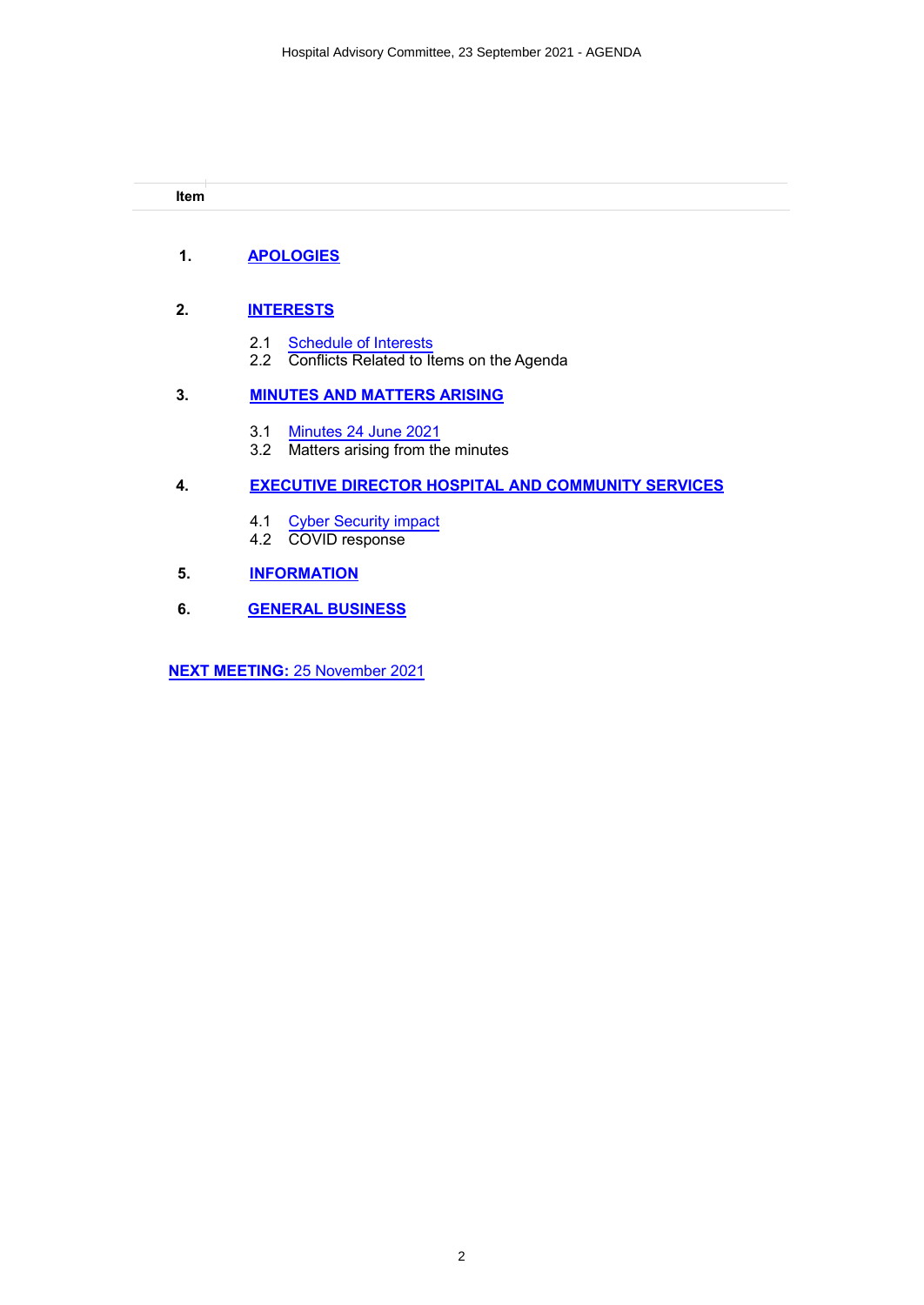**Item**

1. **APOLOGIES**

2. **INTERESTS**

   2.1 Schedule of Interests
   2.2 Conflicts Related to Items on the Agenda

3. **MINUTES AND MATTERS ARISING**

   3.1 Minutes 24 June 2021
   3.2 Matters arising from the minutes

4. **EXECUTIVE DIRECTOR HOSPITAL AND COMMUNITY SERVICES**

   4.1 Cyber Security impact
   4.2 COVID response

5. **INFORMATION**

6. **GENERAL BUSINESS**

**NEXT MEETING:** 25 November 2021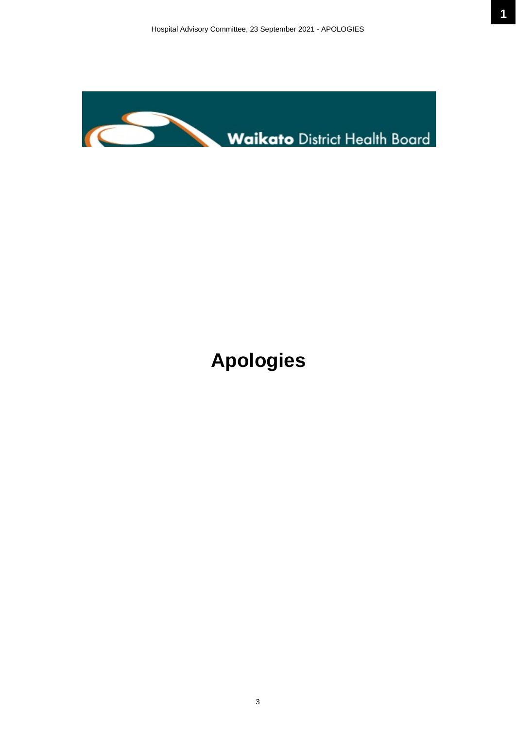# Apologies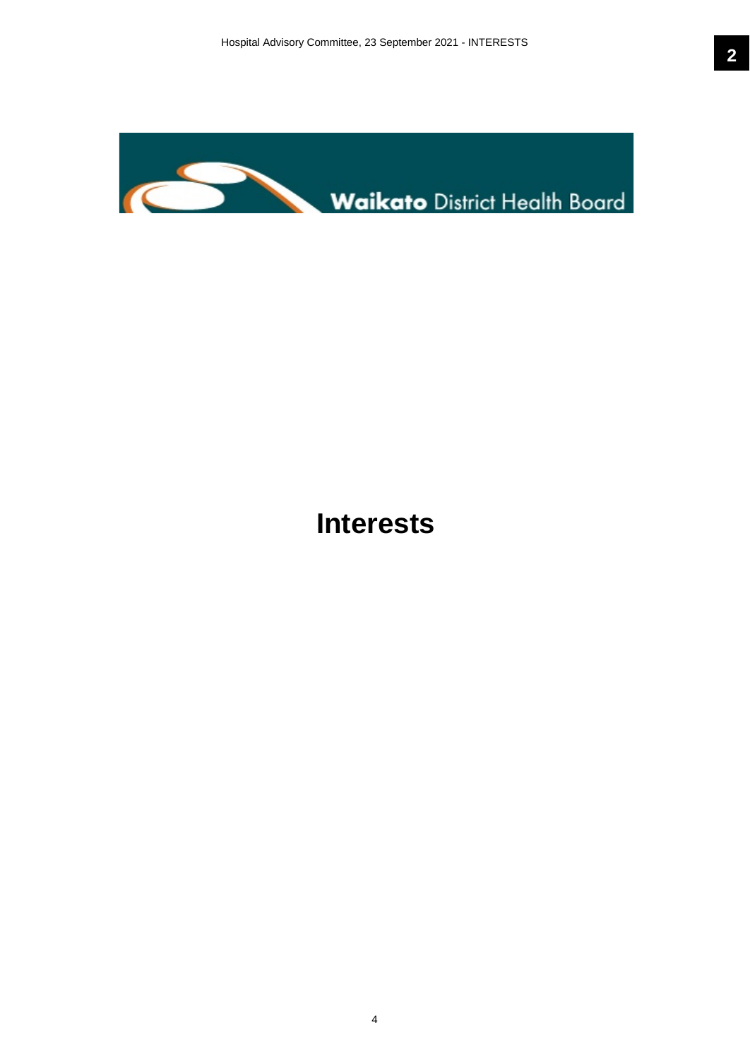# Interests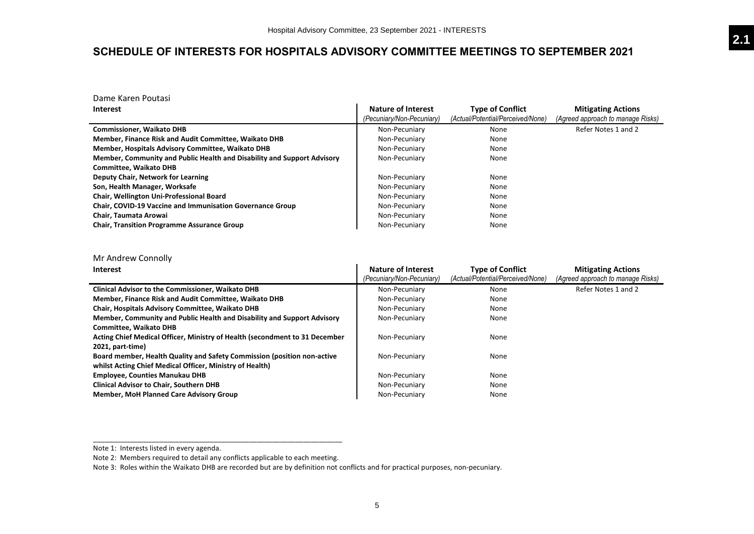# SCHEDULE OF INTERESTS FOR HOSPITALS ADVISORY COMMITTEE MEETINGS TO SEPTEMBER 2021

Dame Karen Poutasi

| Interest | Nature of Interest *(Pecuniary/Non-Pecuniary)* | Type of Conflict *(Actual/Potential/Perceived/None)* | Mitigating Actions *(Agreed approach to manage Risks)* |
|---|---|---|---|
| **Commissioner, Waikato DHB** | Non-Pecuniary | None | Refer Notes 1 and 2 |
| **Member, Finance Risk and Audit Committee, Waikato DHB** | Non-Pecuniary | None | |
| **Member, Hospitals Advisory Committee, Waikato DHB** | Non-Pecuniary | None | |
| **Member, Community and Public Health and Disability and Support Advisory Committee, Waikato DHB** | Non-Pecuniary | None | |
| **Deputy Chair, Network for Learning** | Non-Pecuniary | None | |
| **Son, Health Manager, Worksafe** | Non-Pecuniary | None | |
| **Chair, Wellington Uni-Professional Board** | Non-Pecuniary | None | |
| **Chair, COVID-19 Vaccine and Immunisation Governance Group** | Non-Pecuniary | None | |
| **Chair, Taumata Arowai** | Non-Pecuniary | None | |
| **Chair, Transition Programme Assurance Group** | Non-Pecuniary | None | |

Mr Andrew Connolly

| Interest | Nature of Interest *(Pecuniary/Non-Pecuniary)* | Type of Conflict *(Actual/Potential/Perceived/None)* | Mitigating Actions *(Agreed approach to manage Risks)* |
|---|---|---|---|
| **Clinical Advisor to the Commissioner, Waikato DHB** | Non-Pecuniary | None | Refer Notes 1 and 2 |
| **Member, Finance Risk and Audit Committee, Waikato DHB** | Non-Pecuniary | None | |
| **Chair, Hospitals Advisory Committee, Waikato DHB** | Non-Pecuniary | None | |
| **Member, Community and Public Health and Disability and Support Advisory Committee, Waikato DHB** | Non-Pecuniary | None | |
| **Acting Chief Medical Officer, Ministry of Health (secondment to 31 December 2021, part-time)** | Non-Pecuniary | None | |
| **Board member, Health Quality and Safety Commission (position non-active whilst Acting Chief Medical Officer, Ministry of Health)** | Non-Pecuniary | None | |
| **Employee, Counties Manukau DHB** | Non-Pecuniary | None | |
| **Clinical Advisor to Chair, Southern DHB** | Non-Pecuniary | None | |
| **Member, MoH Planned Care Advisory Group** | Non-Pecuniary | None | |

Note 1: Interests listed in every agenda.

Note 2: Members required to detail any conflicts applicable to each meeting.

Note 3: Roles within the Waikato DHB are recorded but are by definition not conflicts and for practical purposes, non-pecuniary.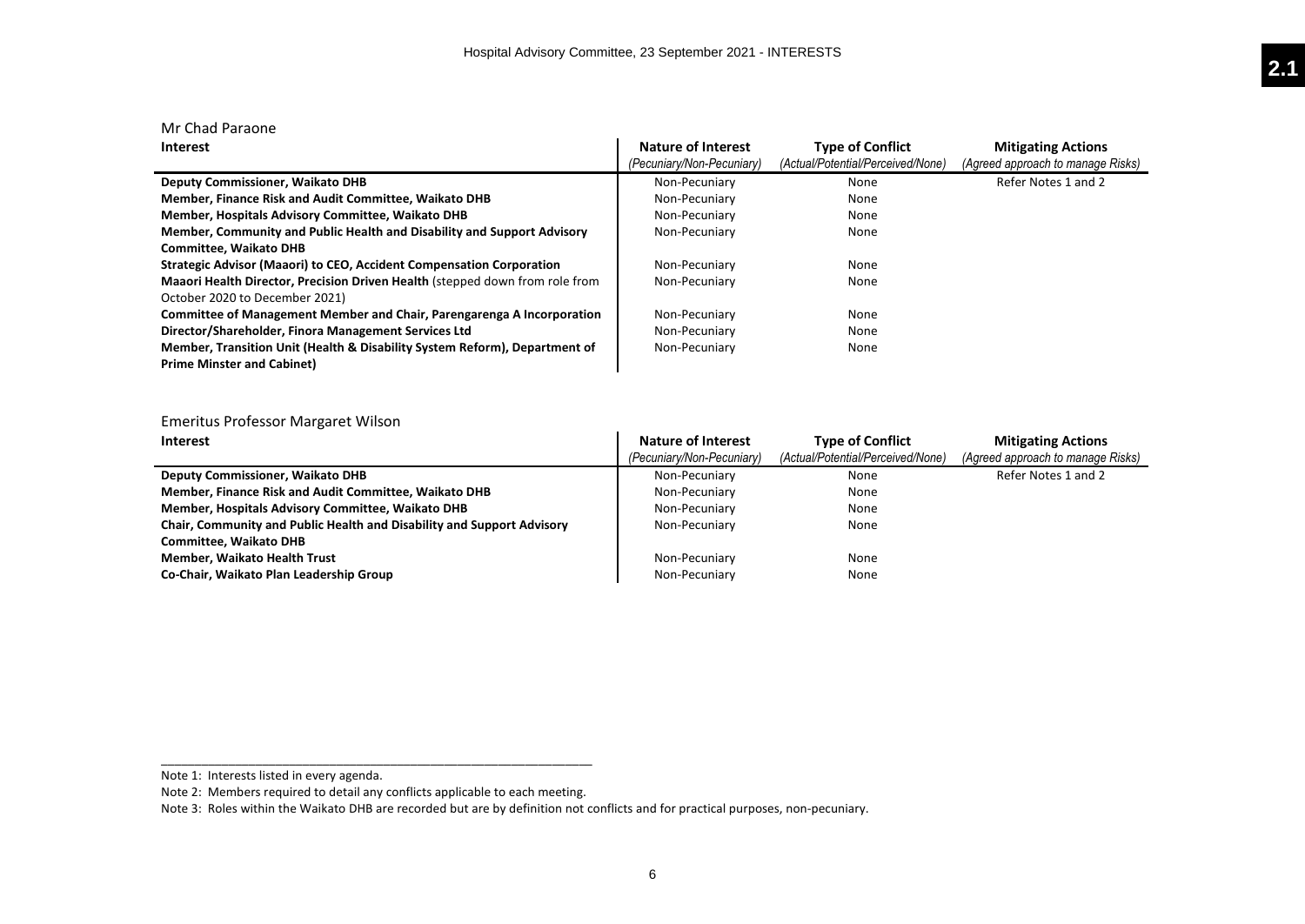Mr Chad Paraone

| Interest | Nature of Interest (Pecuniary/Non-Pecuniary) | Type of Conflict (Actual/Potential/Perceived/None) | Mitigating Actions (Agreed approach to manage Risks) |
|---|---|---|---|
| **Deputy Commissioner, Waikato DHB** | Non-Pecuniary | None | Refer Notes 1 and 2 |
| **Member, Finance Risk and Audit Committee, Waikato DHB** | Non-Pecuniary | None | |
| **Member, Hospitals Advisory Committee, Waikato DHB** | Non-Pecuniary | None | |
| **Member, Community and Public Health and Disability and Support Advisory Committee, Waikato DHB** | Non-Pecuniary | None | |
| **Strategic Advisor (Maaori) to CEO, Accident Compensation Corporation** | Non-Pecuniary | None | |
| **Maaori Health Director, Precision Driven Health** (stepped down from role from October 2020 to December 2021) | Non-Pecuniary | None | |
| **Committee of Management Member and Chair, Parengarenga A Incorporation** | Non-Pecuniary | None | |
| **Director/Shareholder, Finora Management Services Ltd** | Non-Pecuniary | None | |
| **Member, Transition Unit (Health & Disability System Reform), Department of Prime Minster and Cabinet)** | Non-Pecuniary | None | |

Emeritus Professor Margaret Wilson

| Interest | Nature of Interest (Pecuniary/Non-Pecuniary) | Type of Conflict (Actual/Potential/Perceived/None) | Mitigating Actions (Agreed approach to manage Risks) |
|---|---|---|---|
| **Deputy Commissioner, Waikato DHB** | Non-Pecuniary | None | Refer Notes 1 and 2 |
| **Member, Finance Risk and Audit Committee, Waikato DHB** | Non-Pecuniary | None | |
| **Member, Hospitals Advisory Committee, Waikato DHB** | Non-Pecuniary | None | |
| **Chair, Community and Public Health and Disability and Support Advisory Committee, Waikato DHB** | Non-Pecuniary | None | |
| **Member, Waikato Health Trust** | Non-Pecuniary | None | |
| **Co-Chair, Waikato Plan Leadership Group** | Non-Pecuniary | None | |

Note 1: Interests listed in every agenda.

Note 2: Members required to detail any conflicts applicable to each meeting.

Note 3: Roles within the Waikato DHB are recorded but are by definition not conflicts and for practical purposes, non-pecuniary.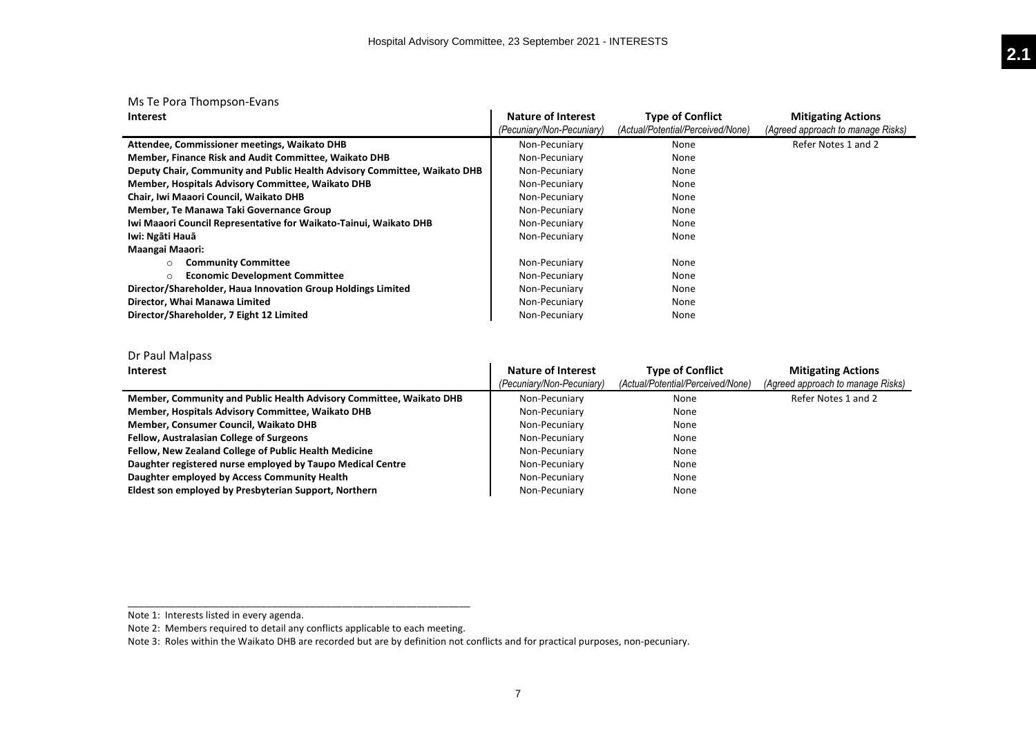Ms Te Pora Thompson-Evans

| Interest | Nature of Interest *(Pecuniary/Non-Pecuniary)* | Type of Conflict *(Actual/Potential/Perceived/None)* | Mitigating Actions *(Agreed approach to manage Risks)* |
|---|---|---|---|
| **Attendee, Commissioner meetings, Waikato DHB** | Non-Pecuniary | None | Refer Notes 1 and 2 |
| **Member, Finance Risk and Audit Committee, Waikato DHB** | Non-Pecuniary | None | |
| **Deputy Chair, Community and Public Health Advisory Committee, Waikato DHB** | Non-Pecuniary | None | |
| **Member, Hospitals Advisory Committee, Waikato DHB** | Non-Pecuniary | None | |
| **Chair, Iwi Maaori Council, Waikato DHB** | Non-Pecuniary | None | |
| **Member, Te Manawa Taki Governance Group** | Non-Pecuniary | None | |
| **Iwi Maaori Council Representative for Waikato-Tainui, Waikato DHB** | Non-Pecuniary | None | |
| **Iwi: Ngāti Hauā** | Non-Pecuniary | None | |
| **Maangai Maaori:** | | | |
| ○ **Community Committee** | Non-Pecuniary | None | |
| ○ **Economic Development Committee** | Non-Pecuniary | None | |
| **Director/Shareholder, Haua Innovation Group Holdings Limited** | Non-Pecuniary | None | |
| **Director, Whai Manawa Limited** | Non-Pecuniary | None | |
| **Director/Shareholder, 7 Eight 12 Limited** | Non-Pecuniary | None | |

Dr Paul Malpass

| Interest | Nature of Interest *(Pecuniary/Non-Pecuniary)* | Type of Conflict *(Actual/Potential/Perceived/None)* | Mitigating Actions *(Agreed approach to manage Risks)* |
|---|---|---|---|
| **Member, Community and Public Health Advisory Committee, Waikato DHB** | Non-Pecuniary | None | Refer Notes 1 and 2 |
| **Member, Hospitals Advisory Committee, Waikato DHB** | Non-Pecuniary | None | |
| **Member, Consumer Council, Waikato DHB** | Non-Pecuniary | None | |
| **Fellow, Australasian College of Surgeons** | Non-Pecuniary | None | |
| **Fellow, New Zealand College of Public Health Medicine** | Non-Pecuniary | None | |
| **Daughter registered nurse employed by Taupo Medical Centre** | Non-Pecuniary | None | |
| **Daughter employed by Access Community Health** | Non-Pecuniary | None | |
| **Eldest son employed by Presbyterian Support, Northern** | Non-Pecuniary | None | |

---

Note 1: Interests listed in every agenda.

Note 2: Members required to detail any conflicts applicable to each meeting.

Note 3: Roles within the Waikato DHB are recorded but are by definition not conflicts and for practical purposes, non-pecuniary.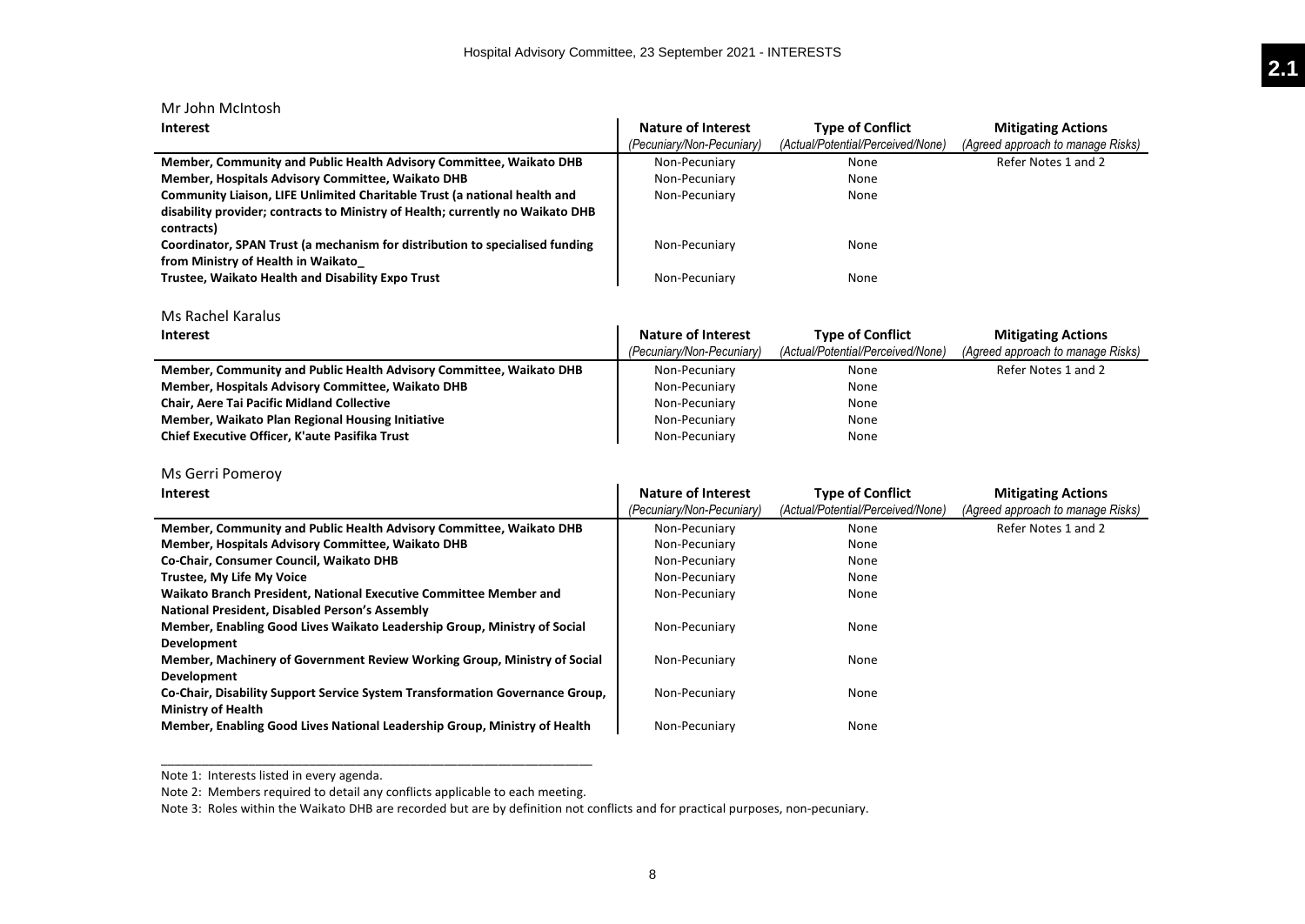Mr John McIntosh

| Interest | Nature of Interest *(Pecuniary/Non-Pecuniary)* | Type of Conflict *(Actual/Potential/Perceived/None)* | Mitigating Actions *(Agreed approach to manage Risks)* |
|---|---|---|---|
| **Member, Community and Public Health Advisory Committee, Waikato DHB** | Non-Pecuniary | None | Refer Notes 1 and 2 |
| **Member, Hospitals Advisory Committee, Waikato DHB** | Non-Pecuniary | None | |
| **Community Liaison, LIFE Unlimited Charitable Trust (a national health and disability provider; contracts to Ministry of Health; currently no Waikato DHB contracts)** | Non-Pecuniary | None | |
| **Coordinator, SPAN Trust (a mechanism for distribution to specialised funding from Ministry of Health in Waikato_** | Non-Pecuniary | None | |
| **Trustee, Waikato Health and Disability Expo Trust** | Non-Pecuniary | None | |

Ms Rachel Karalus

| Interest | Nature of Interest *(Pecuniary/Non-Pecuniary)* | Type of Conflict *(Actual/Potential/Perceived/None)* | Mitigating Actions *(Agreed approach to manage Risks)* |
|---|---|---|---|
| **Member, Community and Public Health Advisory Committee, Waikato DHB** | Non-Pecuniary | None | Refer Notes 1 and 2 |
| **Member, Hospitals Advisory Committee, Waikato DHB** | Non-Pecuniary | None | |
| **Chair, Aere Tai Pacific Midland Collective** | Non-Pecuniary | None | |
| **Member, Waikato Plan Regional Housing Initiative** | Non-Pecuniary | None | |
| **Chief Executive Officer, K'aute Pasifika Trust** | Non-Pecuniary | None | |

Ms Gerri Pomeroy

| Interest | Nature of Interest *(Pecuniary/Non-Pecuniary)* | Type of Conflict *(Actual/Potential/Perceived/None)* | Mitigating Actions *(Agreed approach to manage Risks)* |
|---|---|---|---|
| **Member, Community and Public Health Advisory Committee, Waikato DHB** | Non-Pecuniary | None | Refer Notes 1 and 2 |
| **Member, Hospitals Advisory Committee, Waikato DHB** | Non-Pecuniary | None | |
| **Co-Chair, Consumer Council, Waikato DHB** | Non-Pecuniary | None | |
| **Trustee, My Life My Voice** | Non-Pecuniary | None | |
| **Waikato Branch President, National Executive Committee Member and National President, Disabled Person's Assembly** | Non-Pecuniary | None | |
| **Member, Enabling Good Lives Waikato Leadership Group, Ministry of Social Development** | Non-Pecuniary | None | |
| **Member, Machinery of Government Review Working Group, Ministry of Social Development** | Non-Pecuniary | None | |
| **Co-Chair, Disability Support Service System Transformation Governance Group, Ministry of Health** | Non-Pecuniary | None | |
| **Member, Enabling Good Lives National Leadership Group, Ministry of Health** | Non-Pecuniary | None | |

Note 1: Interests listed in every agenda.

Note 2: Members required to detail any conflicts applicable to each meeting.

Note 3: Roles within the Waikato DHB are recorded but are by definition not conflicts and for practical purposes, non-pecuniary.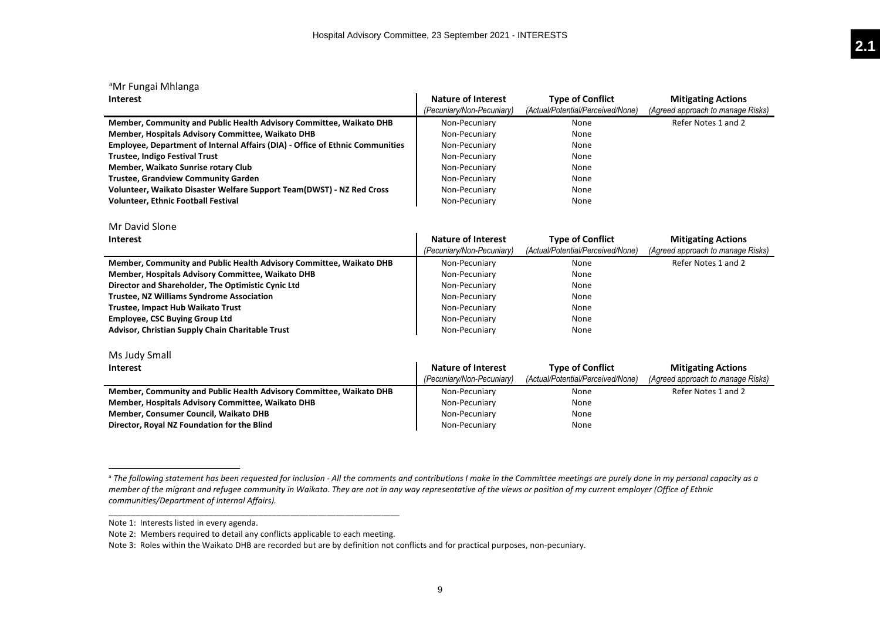[a]Mr Fungai Mhlanga

| Interest | Nature of Interest (Pecuniary/Non-Pecuniary) | Type of Conflict (Actual/Potential/Perceived/None) | Mitigating Actions (Agreed approach to manage Risks) |
|---|---|---|---|
| **Member, Community and Public Health Advisory Committee, Waikato DHB** | Non-Pecuniary | None | Refer Notes 1 and 2 |
| **Member, Hospitals Advisory Committee, Waikato DHB** | Non-Pecuniary | None | |
| **Employee, Department of Internal Affairs (DIA) - Office of Ethnic Communities** | Non-Pecuniary | None | |
| **Trustee, Indigo Festival Trust** | Non-Pecuniary | None | |
| **Member, Waikato Sunrise rotary Club** | Non-Pecuniary | None | |
| **Trustee, Grandview Community Garden** | Non-Pecuniary | None | |
| **Volunteer, Waikato Disaster Welfare Support Team(DWST) - NZ Red Cross** | Non-Pecuniary | None | |
| **Volunteer, Ethnic Football Festival** | Non-Pecuniary | None | |

Mr David Slone

| Interest | Nature of Interest (Pecuniary/Non-Pecuniary) | Type of Conflict (Actual/Potential/Perceived/None) | Mitigating Actions (Agreed approach to manage Risks) |
|---|---|---|---|
| **Member, Community and Public Health Advisory Committee, Waikato DHB** | Non-Pecuniary | None | Refer Notes 1 and 2 |
| **Member, Hospitals Advisory Committee, Waikato DHB** | Non-Pecuniary | None | |
| **Director and Shareholder, The Optimistic Cynic Ltd** | Non-Pecuniary | None | |
| **Trustee, NZ Williams Syndrome Association** | Non-Pecuniary | None | |
| **Trustee, Impact Hub Waikato Trust** | Non-Pecuniary | None | |
| **Employee, CSC Buying Group Ltd** | Non-Pecuniary | None | |
| **Advisor, Christian Supply Chain Charitable Trust** | Non-Pecuniary | None | |

Ms Judy Small

| Interest | Nature of Interest (Pecuniary/Non-Pecuniary) | Type of Conflict (Actual/Potential/Perceived/None) | Mitigating Actions (Agreed approach to manage Risks) |
|---|---|---|---|
| **Member, Community and Public Health Advisory Committee, Waikato DHB** | Non-Pecuniary | None | Refer Notes 1 and 2 |
| **Member, Hospitals Advisory Committee, Waikato DHB** | Non-Pecuniary | None | |
| **Member, Consumer Council, Waikato DHB** | Non-Pecuniary | None | |
| **Director, Royal NZ Foundation for the Blind** | Non-Pecuniary | None | |

[a] *The following statement has been requested for inclusion - All the comments and contributions I make in the Committee meetings are purely done in my personal capacity as a member of the migrant and refugee community in Waikato. They are not in any way representative of the views or position of my current employer (Office of Ethnic communities/Department of Internal Affairs).*

Note 1: Interests listed in every agenda.

Note 2: Members required to detail any conflicts applicable to each meeting.

Note 3: Roles within the Waikato DHB are recorded but are by definition not conflicts and for practical purposes, non-pecuniary.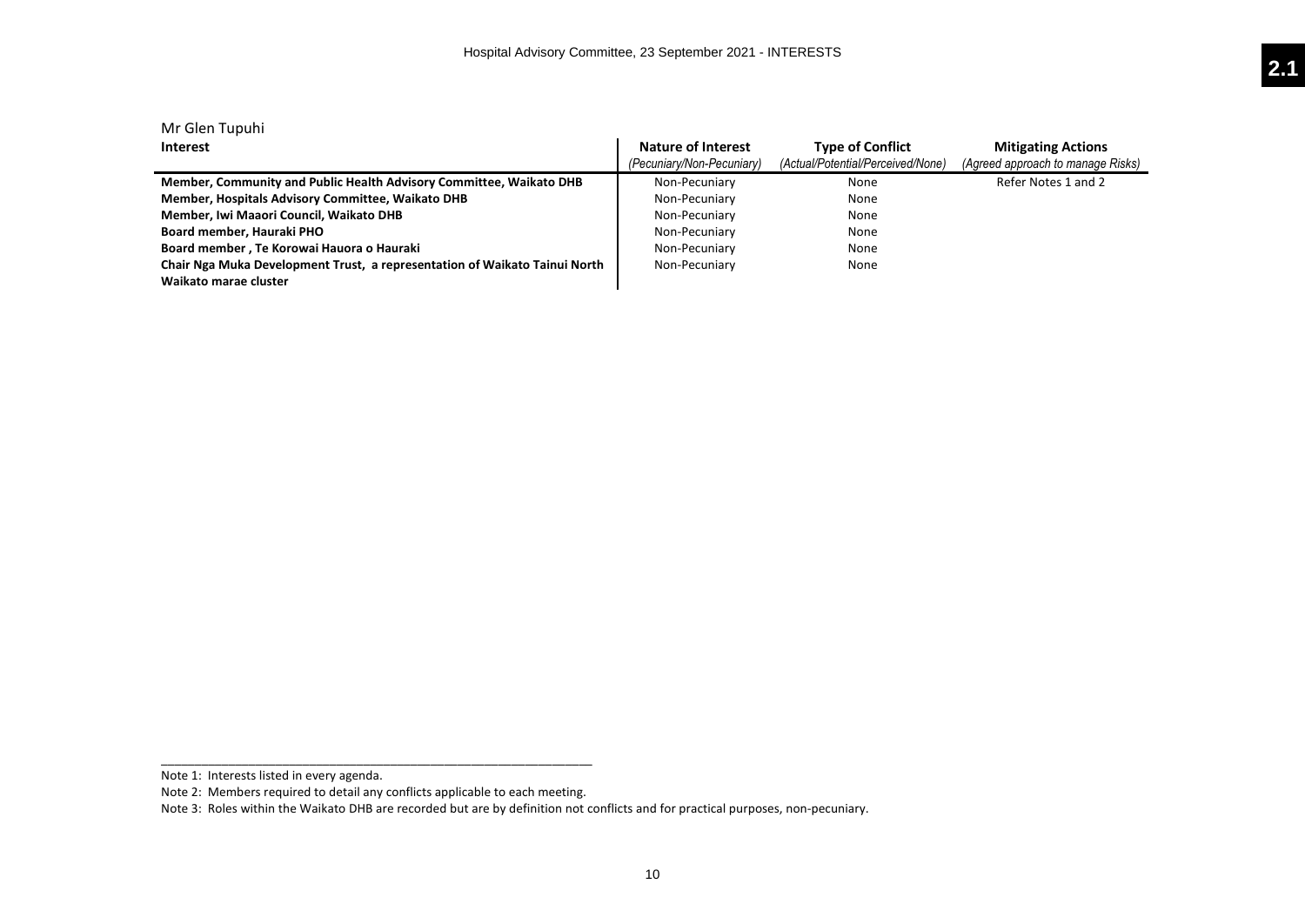Mr Glen Tupuhi

| Interest | Nature of Interest *(Pecuniary/Non-Pecuniary)* | Type of Conflict *(Actual/Potential/Perceived/None)* | Mitigating Actions *(Agreed approach to manage Risks)* |
|---|---|---|---|
| **Member, Community and Public Health Advisory Committee, Waikato DHB** | Non-Pecuniary | None | Refer Notes 1 and 2 |
| **Member, Hospitals Advisory Committee, Waikato DHB** | Non-Pecuniary | None | |
| **Member, Iwi Maaori Council, Waikato DHB** | Non-Pecuniary | None | |
| **Board member, Hauraki PHO** | Non-Pecuniary | None | |
| **Board member , Te Korowai Hauora o Hauraki** | Non-Pecuniary | None | |
| **Chair Nga Muka Development Trust, a representation of Waikato Tainui North Waikato marae cluster** | Non-Pecuniary | None | |

Note 1: Interests listed in every agenda.

Note 2: Members required to detail any conflicts applicable to each meeting.

Note 3: Roles within the Waikato DHB are recorded but are by definition not conflicts and for practical purposes, non-pecuniary.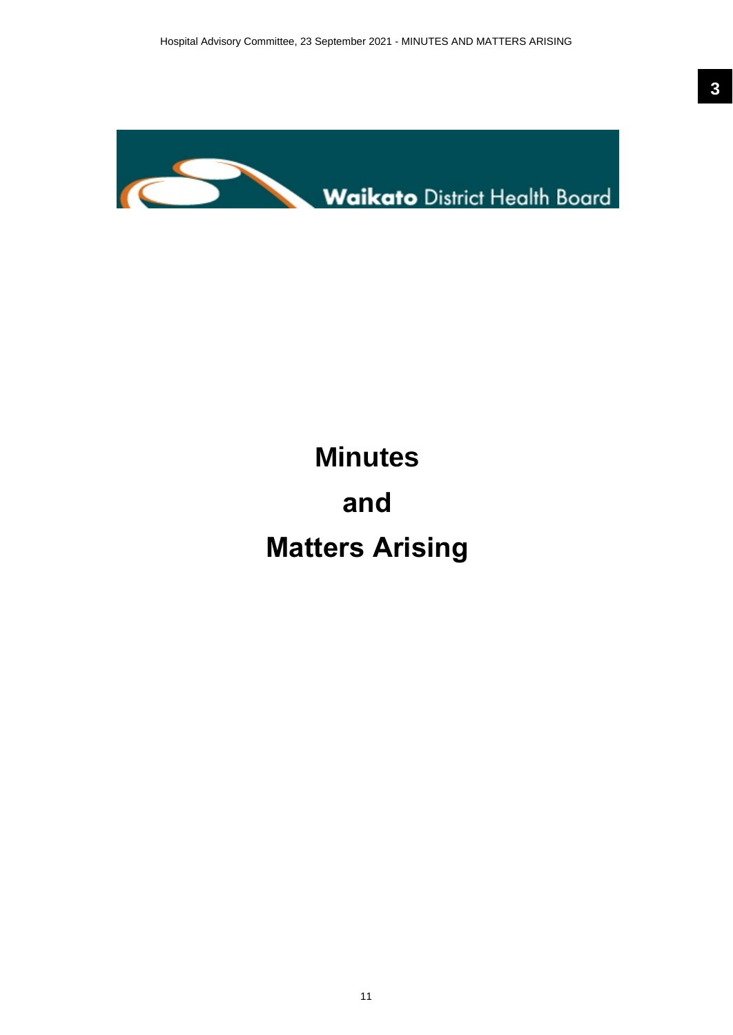Waikato District Health Board

# Minutes

# and

# Matters Arising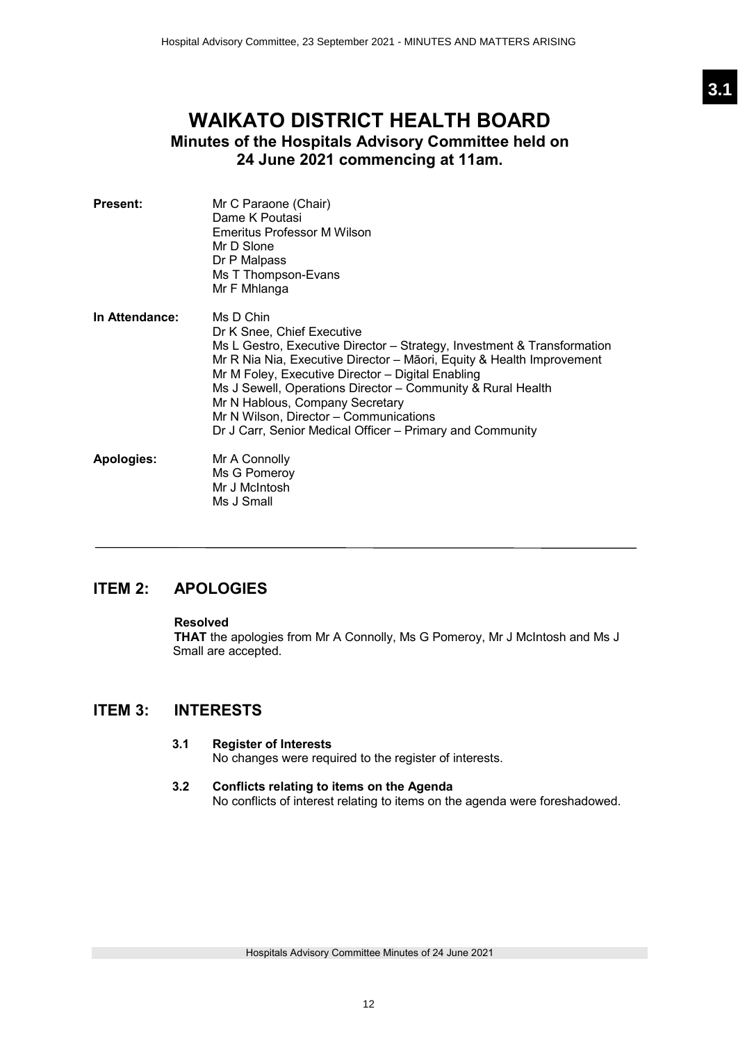# WAIKATO DISTRICT HEALTH BOARD

## Minutes of the Hospitals Advisory Committee held on 24 June 2021 commencing at 11am.

**Present:**

Mr C Paraone (Chair)
Dame K Poutasi
Emeritus Professor M Wilson
Mr D Slone
Dr P Malpass
Ms T Thompson-Evans
Mr F Mhlanga

**In Attendance:**

Ms D Chin
Dr K Snee, Chief Executive
Ms L Gestro, Executive Director – Strategy, Investment & Transformation
Mr R Nia Nia, Executive Director – Māori, Equity & Health Improvement
Mr M Foley, Executive Director – Digital Enabling
Ms J Sewell, Operations Director – Community & Rural Health
Mr N Hablous, Company Secretary
Mr N Wilson, Director – Communications
Dr J Carr, Senior Medical Officer – Primary and Community

**Apologies:**

Mr A Connolly
Ms G Pomeroy
Mr J McIntosh
Ms J Small

---

## ITEM 2: APOLOGIES

**Resolved**
**THAT** the apologies from Mr A Connolly, Ms G Pomeroy, Mr J McIntosh and Ms J Small are accepted.

## ITEM 3: INTERESTS

**3.1 Register of Interests**
No changes were required to the register of interests.

**3.2 Conflicts relating to items on the Agenda**
No conflicts of interest relating to items on the agenda were foreshadowed.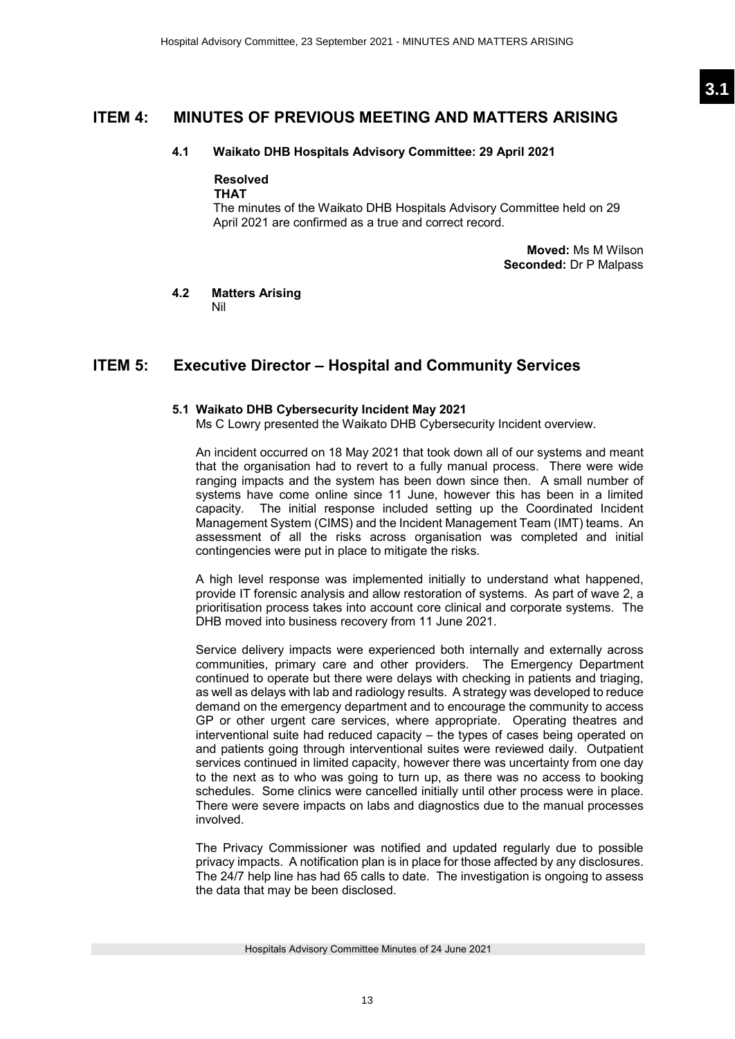# ITEM 4: MINUTES OF PREVIOUS MEETING AND MATTERS ARISING

### 4.1 Waikato DHB Hospitals Advisory Committee: 29 April 2021

**Resolved**
**THAT**
The minutes of the Waikato DHB Hospitals Advisory Committee held on 29 April 2021 are confirmed as a true and correct record.

**Moved:** Ms M Wilson
**Seconded:** Dr P Malpass

### 4.2 Matters Arising

Nil

# ITEM 5: Executive Director – Hospital and Community Services

### 5.1 Waikato DHB Cybersecurity Incident May 2021

Ms C Lowry presented the Waikato DHB Cybersecurity Incident overview.

An incident occurred on 18 May 2021 that took down all of our systems and meant that the organisation had to revert to a fully manual process. There were wide ranging impacts and the system has been down since then. A small number of systems have come online since 11 June, however this has been in a limited capacity. The initial response included setting up the Coordinated Incident Management System (CIMS) and the Incident Management Team (IMT) teams. An assessment of all the risks across organisation was completed and initial contingencies were put in place to mitigate the risks.

A high level response was implemented initially to understand what happened, provide IT forensic analysis and allow restoration of systems. As part of wave 2, a prioritisation process takes into account core clinical and corporate systems. The DHB moved into business recovery from 11 June 2021.

Service delivery impacts were experienced both internally and externally across communities, primary care and other providers. The Emergency Department continued to operate but there were delays with checking in patients and triaging, as well as delays with lab and radiology results. A strategy was developed to reduce demand on the emergency department and to encourage the community to access GP or other urgent care services, where appropriate. Operating theatres and interventional suite had reduced capacity – the types of cases being operated on and patients going through interventional suites were reviewed daily. Outpatient services continued in limited capacity, however there was uncertainty from one day to the next as to who was going to turn up, as there was no access to booking schedules. Some clinics were cancelled initially until other process were in place. There were severe impacts on labs and diagnostics due to the manual processes involved.

The Privacy Commissioner was notified and updated regularly due to possible privacy impacts. A notification plan is in place for those affected by any disclosures. The 24/7 help line has had 65 calls to date. The investigation is ongoing to assess the data that may be been disclosed.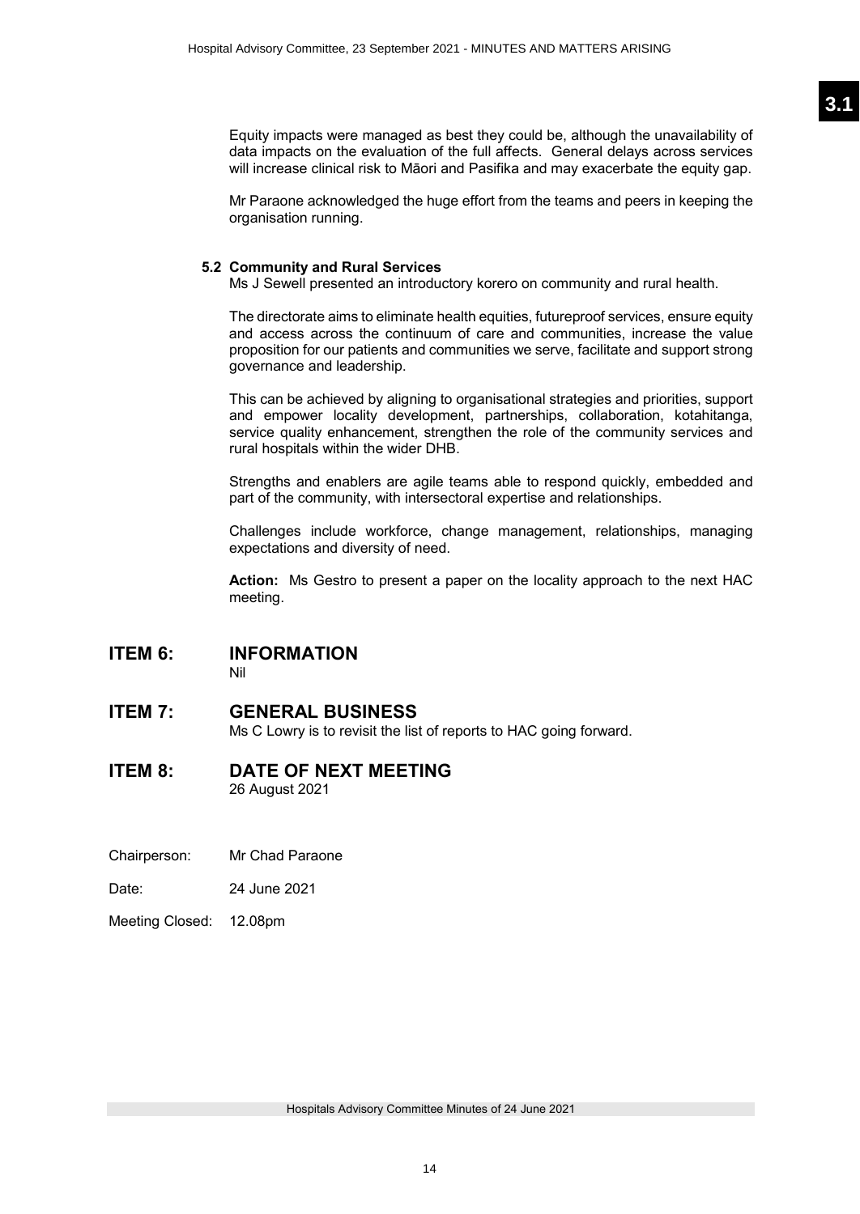Equity impacts were managed as best they could be, although the unavailability of data impacts on the evaluation of the full affects. General delays across services will increase clinical risk to Māori and Pasifika and may exacerbate the equity gap.

Mr Paraone acknowledged the huge effort from the teams and peers in keeping the organisation running.

### 5.2 Community and Rural Services

Ms J Sewell presented an introductory korero on community and rural health.

The directorate aims to eliminate health equities, futureproof services, ensure equity and access across the continuum of care and communities, increase the value proposition for our patients and communities we serve, facilitate and support strong governance and leadership.

This can be achieved by aligning to organisational strategies and priorities, support and empower locality development, partnerships, collaboration, kotahitanga, service quality enhancement, strengthen the role of the community services and rural hospitals within the wider DHB.

Strengths and enablers are agile teams able to respond quickly, embedded and part of the community, with intersectoral expertise and relationships.

Challenges include workforce, change management, relationships, managing expectations and diversity of need.

**Action:** Ms Gestro to present a paper on the locality approach to the next HAC meeting.

## ITEM 6: INFORMATION

Nil

## ITEM 7: GENERAL BUSINESS

Ms C Lowry is to revisit the list of reports to HAC going forward.

## ITEM 8: DATE OF NEXT MEETING

26 August 2021

Chairperson: Mr Chad Paraone

Date: 24 June 2021

Meeting Closed: 12.08pm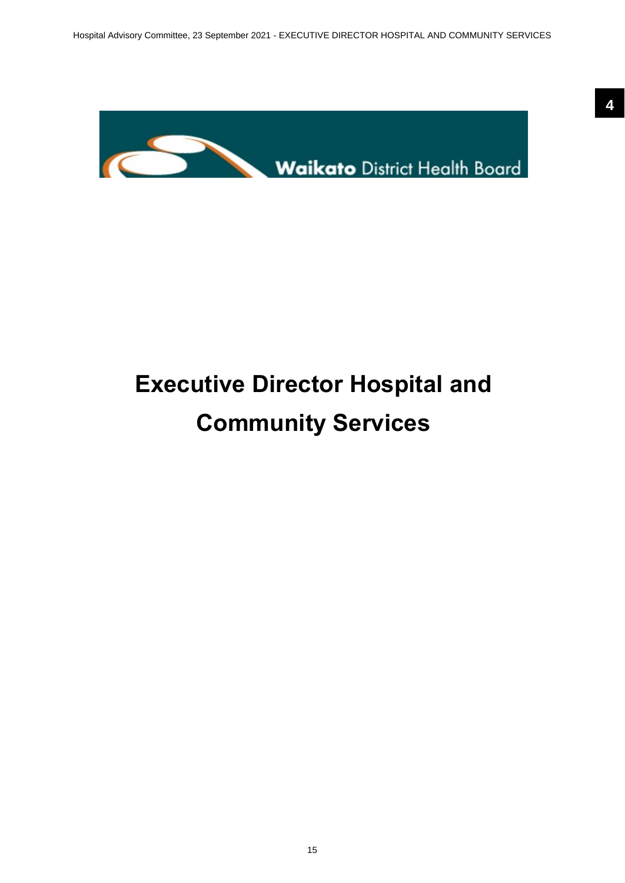# Executive Director Hospital and Community Services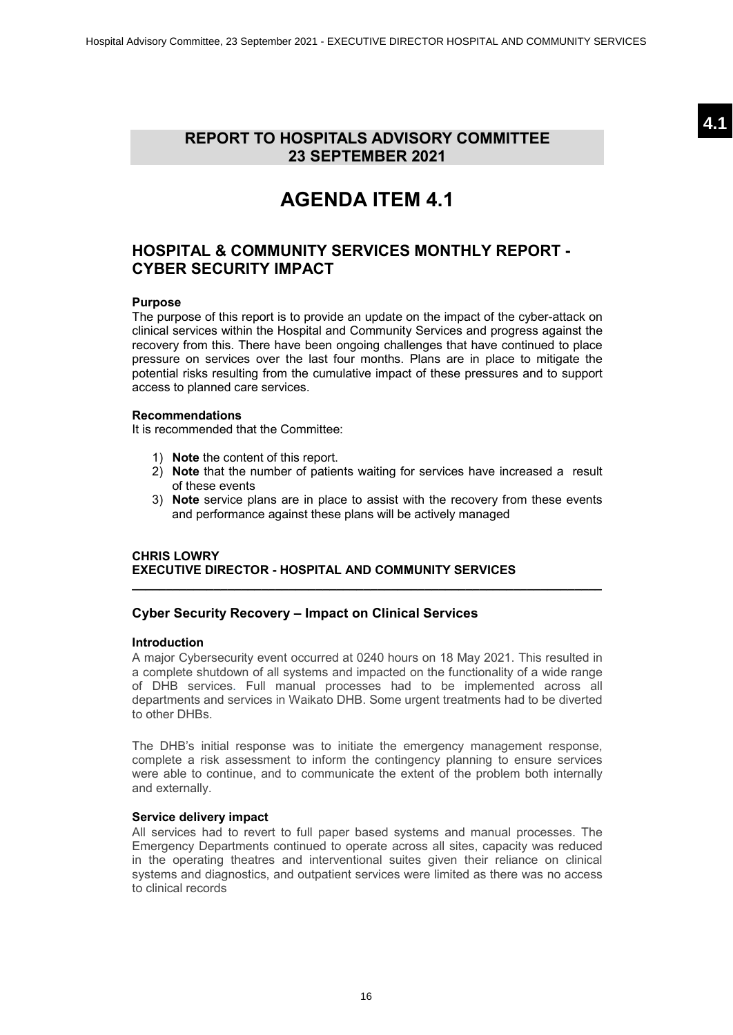## REPORT TO HOSPITALS ADVISORY COMMITTEE 23 SEPTEMBER 2021

# AGENDA ITEM 4.1

## HOSPITAL & COMMUNITY SERVICES MONTHLY REPORT - CYBER SECURITY IMPACT

**Purpose**

The purpose of this report is to provide an update on the impact of the cyber-attack on clinical services within the Hospital and Community Services and progress against the recovery from this. There have been ongoing challenges that have continued to place pressure on services over the last four months. Plans are in place to mitigate the potential risks resulting from the cumulative impact of these pressures and to support access to planned care services.

**Recommendations**

It is recommended that the Committee:

1) **Note** the content of this report.
2) **Note** that the number of patients waiting for services have increased a result of these events
3) **Note** service plans are in place to assist with the recovery from these events and performance against these plans will be actively managed

**CHRIS LOWRY**
**EXECUTIVE DIRECTOR - HOSPITAL AND COMMUNITY SERVICES**

---

### Cyber Security Recovery – Impact on Clinical Services

**Introduction**

A major Cybersecurity event occurred at 0240 hours on 18 May 2021. This resulted in a complete shutdown of all systems and impacted on the functionality of a wide range of DHB services. Full manual processes had to be implemented across all departments and services in Waikato DHB. Some urgent treatments had to be diverted to other DHBs.

The DHB's initial response was to initiate the emergency management response, complete a risk assessment to inform the contingency planning to ensure services were able to continue, and to communicate the extent of the problem both internally and externally.

**Service delivery impact**

All services had to revert to full paper based systems and manual processes. The Emergency Departments continued to operate across all sites, capacity was reduced in the operating theatres and interventional suites given their reliance on clinical systems and diagnostics, and outpatient services were limited as there was no access to clinical records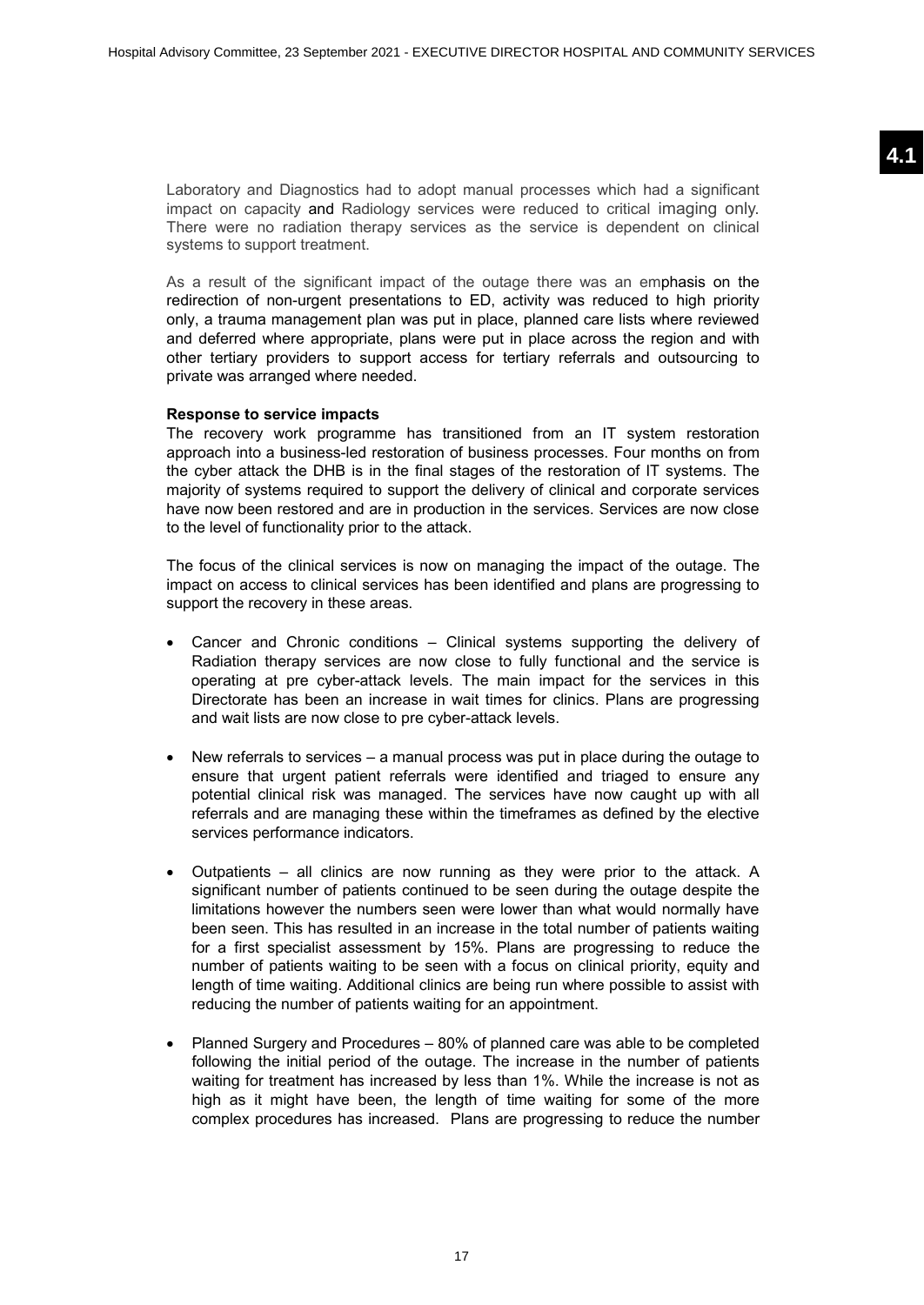Laboratory and Diagnostics had to adopt manual processes which had a significant impact on capacity and Radiology services were reduced to critical imaging only. There were no radiation therapy services as the service is dependent on clinical systems to support treatment.

As a result of the significant impact of the outage there was an emphasis on the redirection of non-urgent presentations to ED, activity was reduced to high priority only, a trauma management plan was put in place, planned care lists where reviewed and deferred where appropriate, plans were put in place across the region and with other tertiary providers to support access for tertiary referrals and outsourcing to private was arranged where needed.

**Response to service impacts**

The recovery work programme has transitioned from an IT system restoration approach into a business-led restoration of business processes. Four months on from the cyber attack the DHB is in the final stages of the restoration of IT systems. The majority of systems required to support the delivery of clinical and corporate services have now been restored and are in production in the services. Services are now close to the level of functionality prior to the attack.

The focus of the clinical services is now on managing the impact of the outage. The impact on access to clinical services has been identified and plans are progressing to support the recovery in these areas.

- Cancer and Chronic conditions – Clinical systems supporting the delivery of Radiation therapy services are now close to fully functional and the service is operating at pre cyber-attack levels. The main impact for the services in this Directorate has been an increase in wait times for clinics. Plans are progressing and wait lists are now close to pre cyber-attack levels.

- New referrals to services – a manual process was put in place during the outage to ensure that urgent patient referrals were identified and triaged to ensure any potential clinical risk was managed. The services have now caught up with all referrals and are managing these within the timeframes as defined by the elective services performance indicators.

- Outpatients – all clinics are now running as they were prior to the attack. A significant number of patients continued to be seen during the outage despite the limitations however the numbers seen were lower than what would normally have been seen. This has resulted in an increase in the total number of patients waiting for a first specialist assessment by 15%. Plans are progressing to reduce the number of patients waiting to be seen with a focus on clinical priority, equity and length of time waiting. Additional clinics are being run where possible to assist with reducing the number of patients waiting for an appointment.

- Planned Surgery and Procedures – 80% of planned care was able to be completed following the initial period of the outage. The increase in the number of patients waiting for treatment has increased by less than 1%. While the increase is not as high as it might have been, the length of time waiting for some of the more complex procedures has increased. Plans are progressing to reduce the number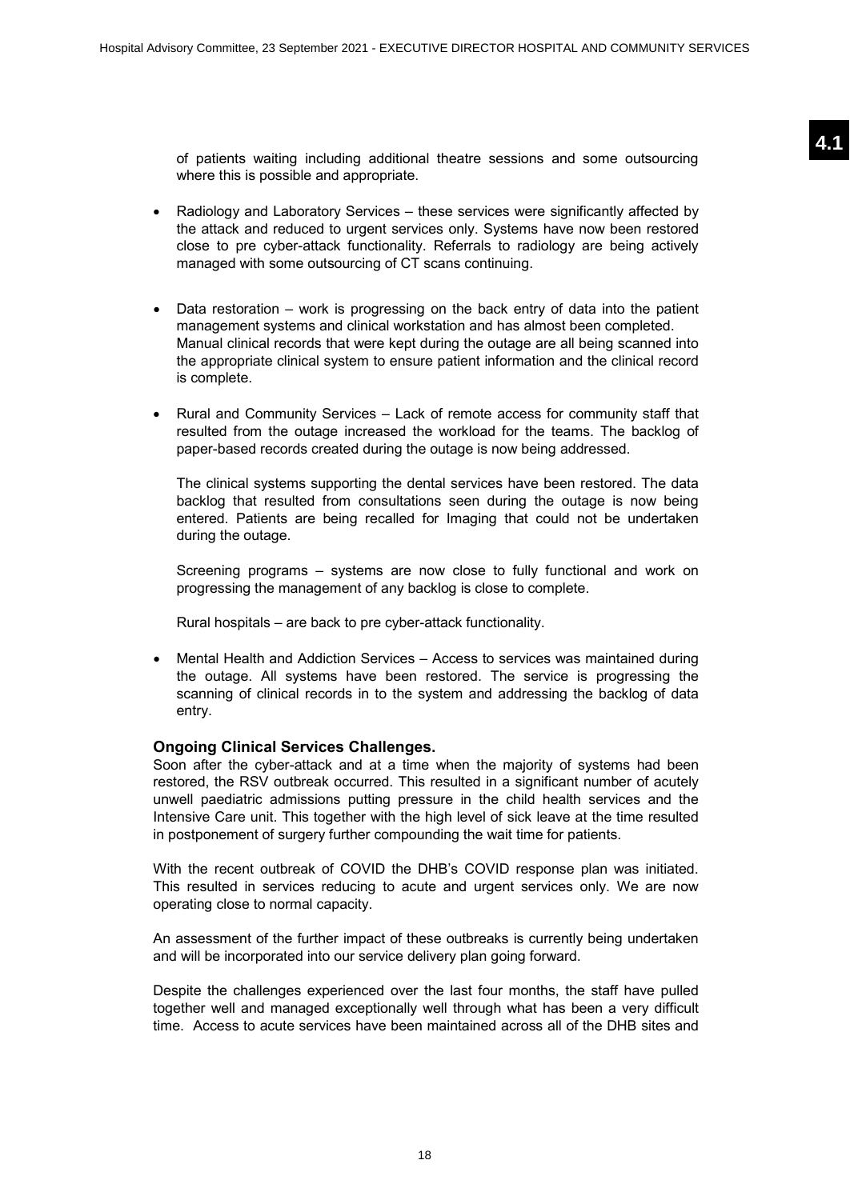of patients waiting including additional theatre sessions and some outsourcing where this is possible and appropriate.

- Radiology and Laboratory Services – these services were significantly affected by the attack and reduced to urgent services only. Systems have now been restored close to pre cyber-attack functionality. Referrals to radiology are being actively managed with some outsourcing of CT scans continuing.

- Data restoration – work is progressing on the back entry of data into the patient management systems and clinical workstation and has almost been completed. Manual clinical records that were kept during the outage are all being scanned into the appropriate clinical system to ensure patient information and the clinical record is complete.

- Rural and Community Services – Lack of remote access for community staff that resulted from the outage increased the workload for the teams. The backlog of paper-based records created during the outage is now being addressed.

  The clinical systems supporting the dental services have been restored. The data backlog that resulted from consultations seen during the outage is now being entered. Patients are being recalled for Imaging that could not be undertaken during the outage.

  Screening programs – systems are now close to fully functional and work on progressing the management of any backlog is close to complete.

  Rural hospitals – are back to pre cyber-attack functionality.

- Mental Health and Addiction Services – Access to services was maintained during the outage. All systems have been restored. The service is progressing the scanning of clinical records in to the system and addressing the backlog of data entry.

**Ongoing Clinical Services Challenges.**

Soon after the cyber-attack and at a time when the majority of systems had been restored, the RSV outbreak occurred. This resulted in a significant number of acutely unwell paediatric admissions putting pressure in the child health services and the Intensive Care unit. This together with the high level of sick leave at the time resulted in postponement of surgery further compounding the wait time for patients.

With the recent outbreak of COVID the DHB's COVID response plan was initiated. This resulted in services reducing to acute and urgent services only. We are now operating close to normal capacity.

An assessment of the further impact of these outbreaks is currently being undertaken and will be incorporated into our service delivery plan going forward.

Despite the challenges experienced over the last four months, the staff have pulled together well and managed exceptionally well through what has been a very difficult time. Access to acute services have been maintained across all of the DHB sites and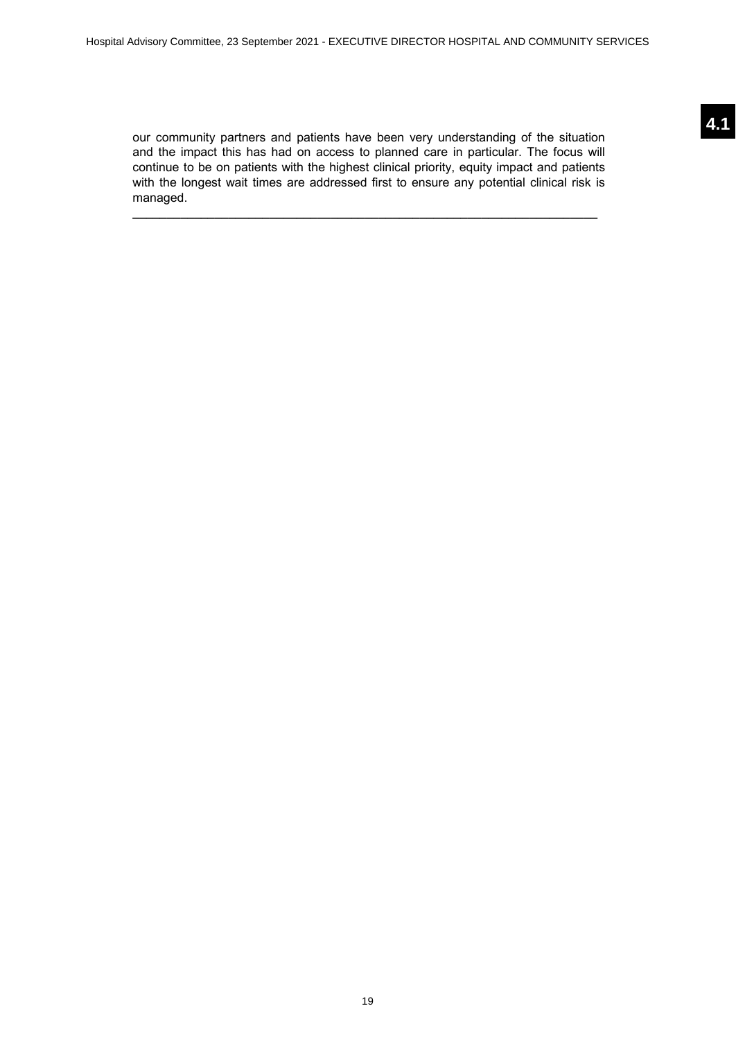our community partners and patients have been very understanding of the situation and the impact this has had on access to planned care in particular. The focus will continue to be on patients with the highest clinical priority, equity impact and patients with the longest wait times are addressed first to ensure any potential clinical risk is managed.

---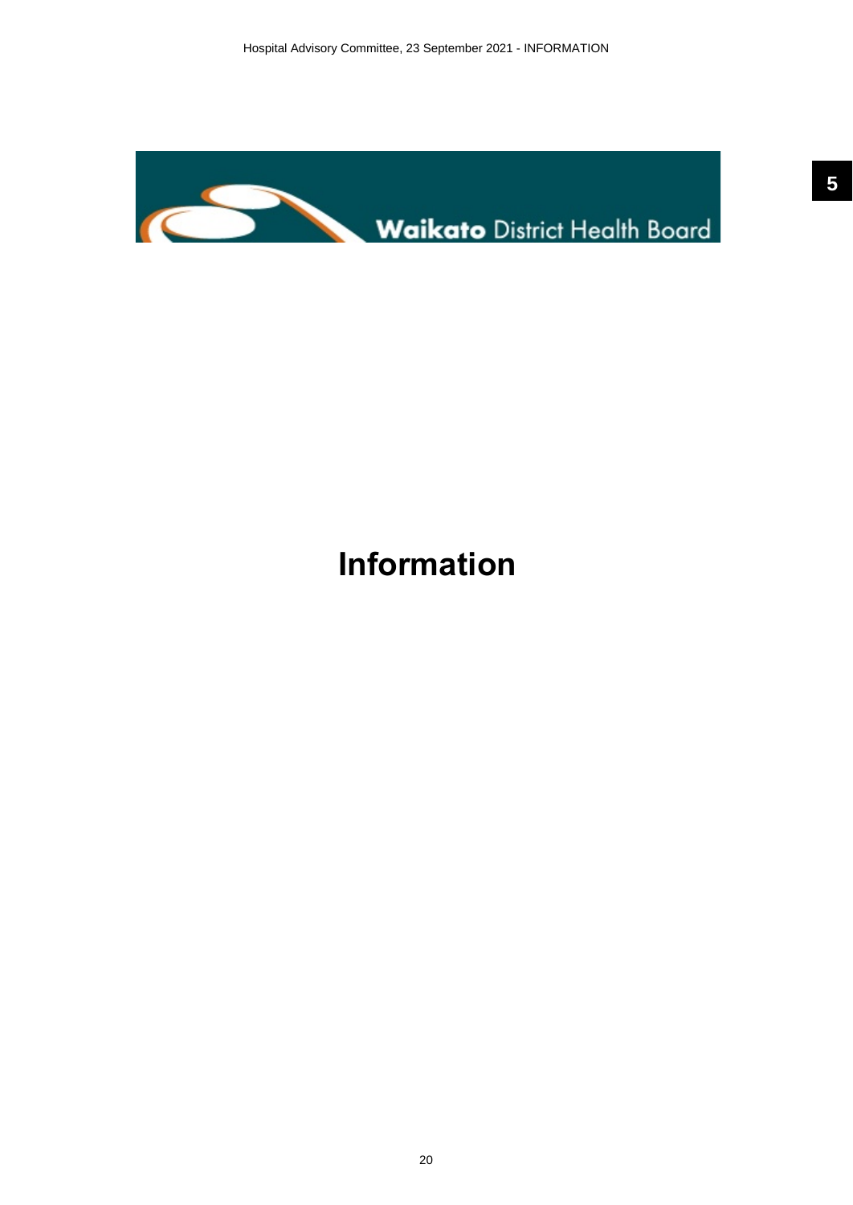# Information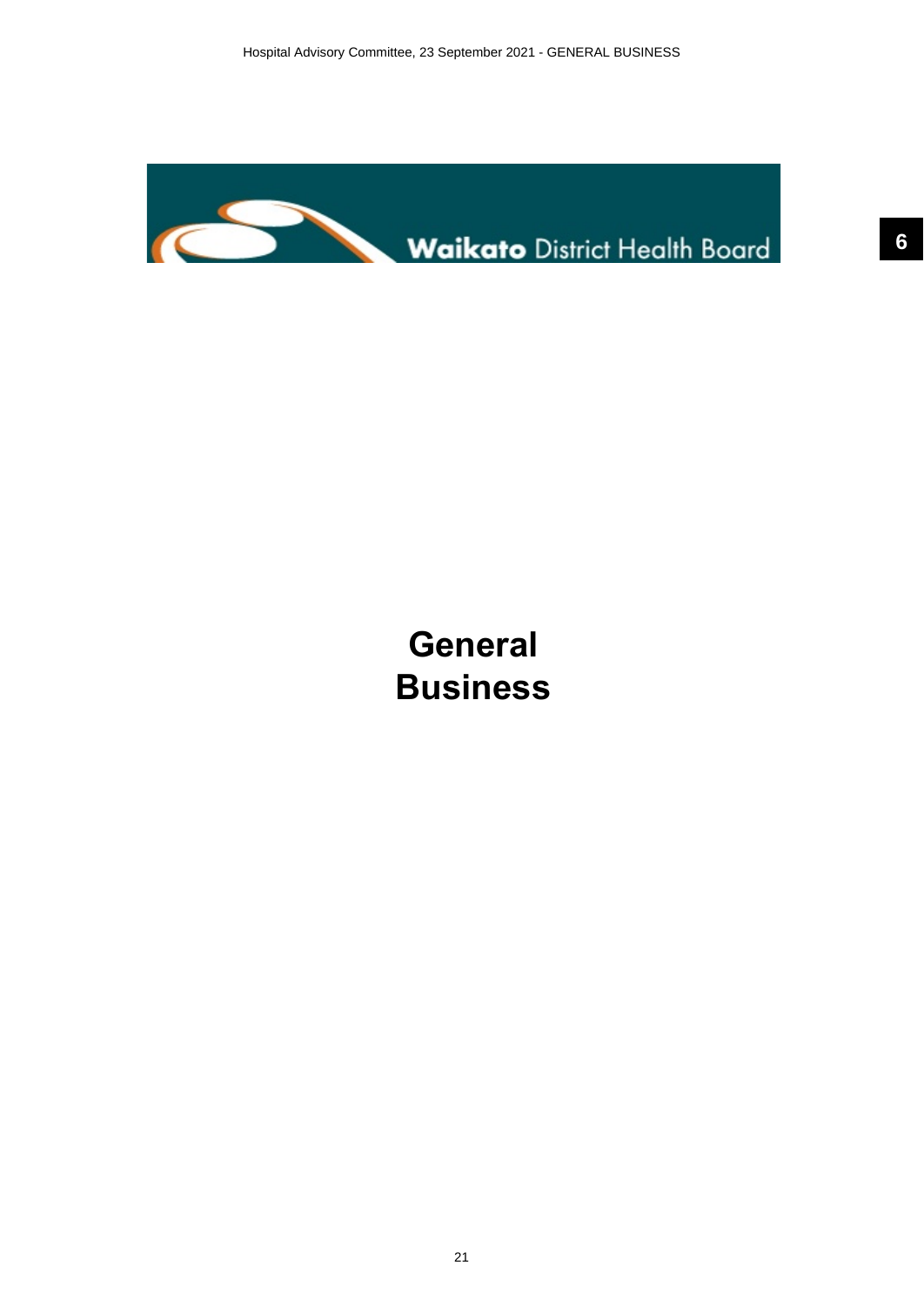Waikato District Health Board

# General Business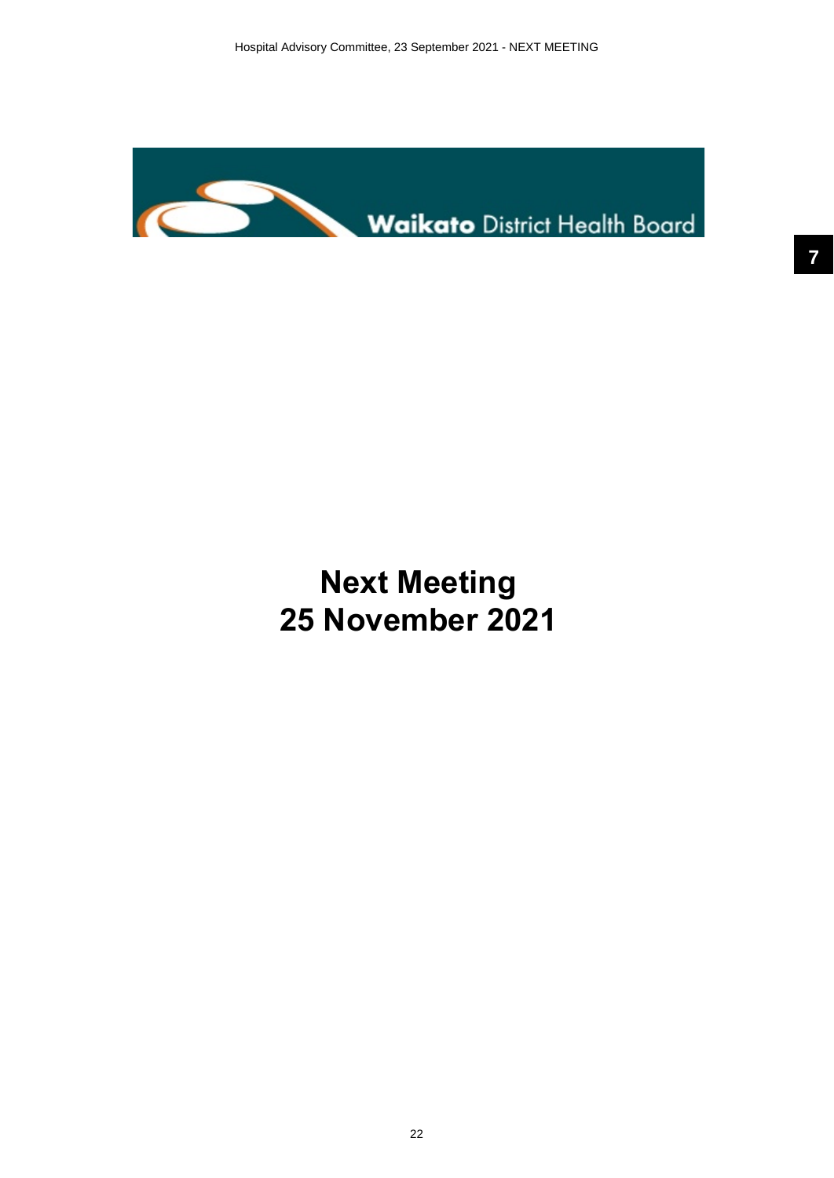# Next Meeting
# 25 November 2021